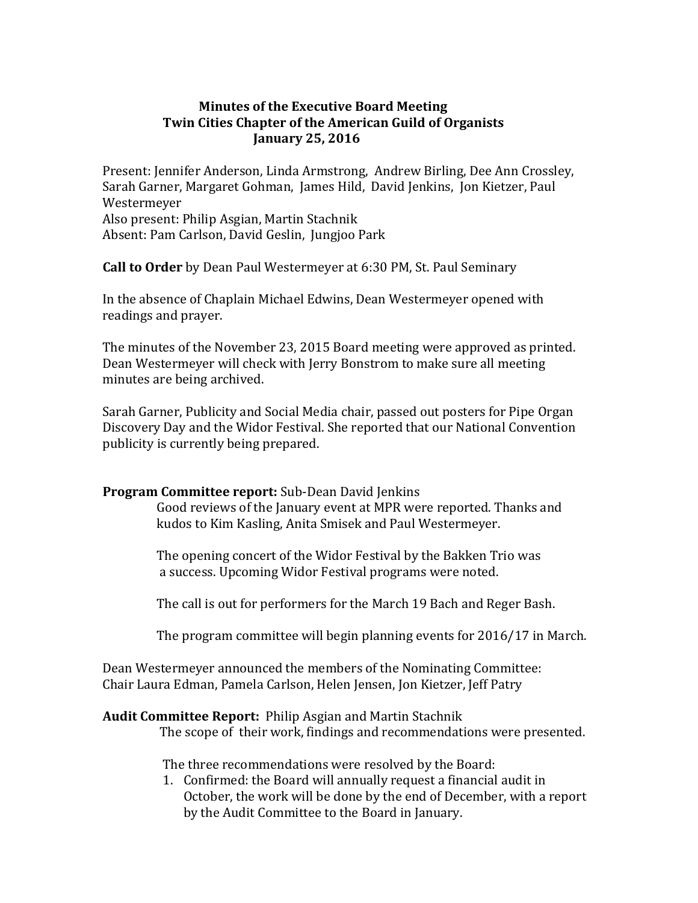# Minutes of the Executive Board Meeting
## Twin Cities Chapter of the American Guild of Organists
### January 25, 2016

Present: Jennifer Anderson, Linda Armstrong, Andrew Birling, Dee Ann Crossley, Sarah Garner, Margaret Gohman, James Hild, David Jenkins, Jon Kietzer, Paul Westermeyer
Also present: Philip Asgian, Martin Stachnik
Absent: Pam Carlson, David Geslin, Jungjoo Park

**Call to Order** by Dean Paul Westermeyer at 6:30 PM, St. Paul Seminary

In the absence of Chaplain Michael Edwins, Dean Westermeyer opened with readings and prayer.

The minutes of the November 23, 2015 Board meeting were approved as printed. Dean Westermeyer will check with Jerry Bonstrom to make sure all meeting minutes are being archived.

Sarah Garner, Publicity and Social Media chair, passed out posters for Pipe Organ Discovery Day and the Widor Festival. She reported that our National Convention publicity is currently being prepared.

**Program Committee report:** Sub-Dean David Jenkins

Good reviews of the January event at MPR were reported. Thanks and kudos to Kim Kasling, Anita Smisek and Paul Westermeyer.

The opening concert of the Widor Festival by the Bakken Trio was a success. Upcoming Widor Festival programs were noted.

The call is out for performers for the March 19 Bach and Reger Bash.

The program committee will begin planning events for 2016/17 in March.

Dean Westermeyer announced the members of the Nominating Committee:
Chair Laura Edman, Pamela Carlson, Helen Jensen, Jon Kietzer, Jeff Patry

**Audit Committee Report:** Philip Asgian and Martin Stachnik

The scope of their work, findings and recommendations were presented.

The three recommendations were resolved by the Board:

1. Confirmed: the Board will annually request a financial audit in October, the work will be done by the end of December, with a report by the Audit Committee to the Board in January.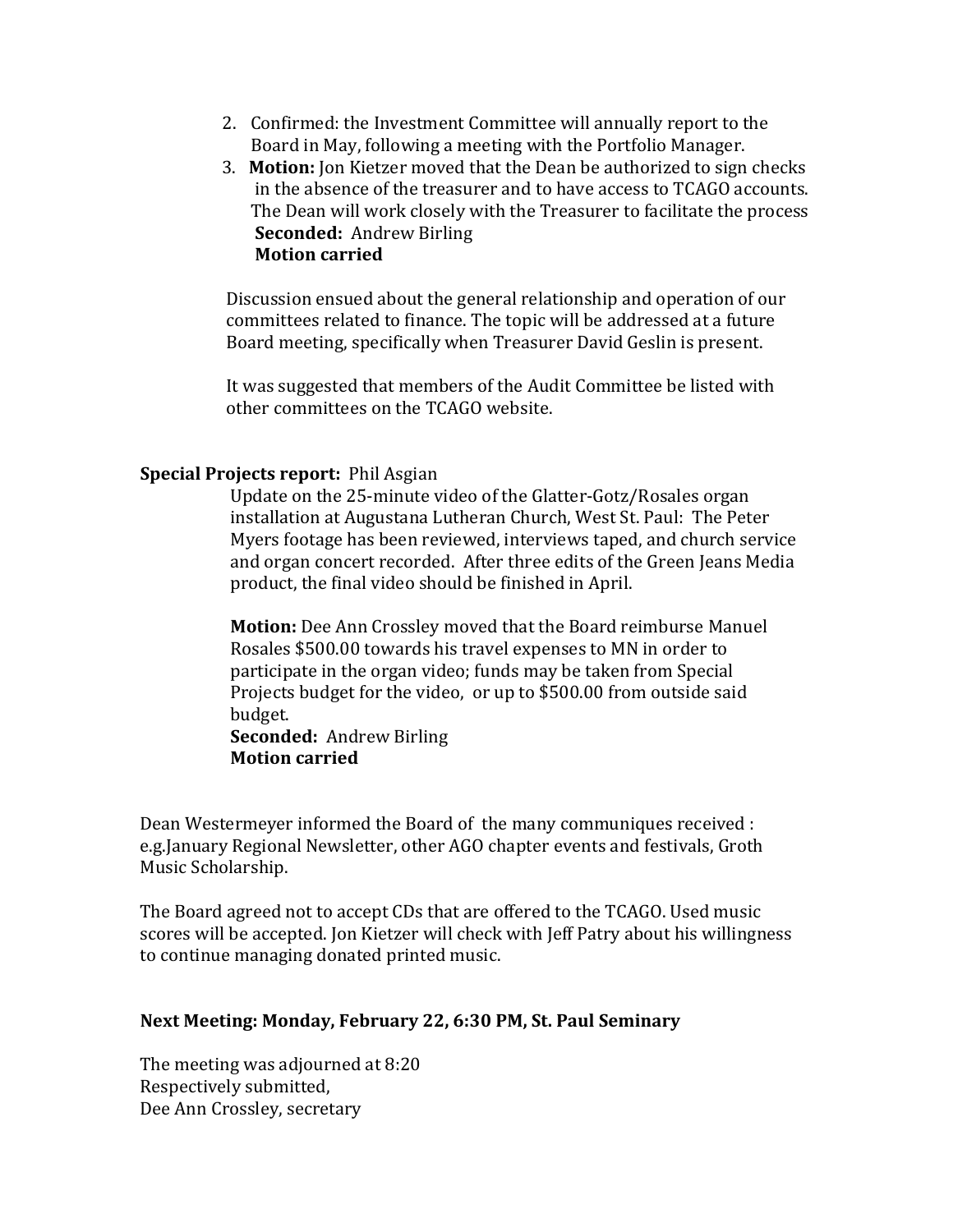2. Confirmed: the Investment Committee will annually report to the Board in May, following a meeting with the Portfolio Manager.
3. **Motion:** Jon Kietzer moved that the Dean be authorized to sign checks in the absence of the treasurer and to have access to TCAGO accounts. The Dean will work closely with the Treasurer to facilitate the process
   **Seconded:** Andrew Birling
   **Motion carried**

Discussion ensued about the general relationship and operation of our committees related to finance. The topic will be addressed at a future Board meeting, specifically when Treasurer David Geslin is present.

It was suggested that members of the Audit Committee be listed with other committees on the TCAGO website.

**Special Projects report:** Phil Asgian

Update on the 25-minute video of the Glatter-Gotz/Rosales organ installation at Augustana Lutheran Church, West St. Paul: The Peter Myers footage has been reviewed, interviews taped, and church service and organ concert recorded. After three edits of the Green Jeans Media product, the final video should be finished in April.

**Motion:** Dee Ann Crossley moved that the Board reimburse Manuel Rosales $500.00 towards his travel expenses to MN in order to participate in the organ video; funds may be taken from Special Projects budget for the video, or up to $500.00 from outside said budget.
**Seconded:** Andrew Birling
**Motion carried**

Dean Westermeyer informed the Board of the many communiques received : e.g.January Regional Newsletter, other AGO chapter events and festivals, Groth Music Scholarship.

The Board agreed not to accept CDs that are offered to the TCAGO. Used music scores will be accepted. Jon Kietzer will check with Jeff Patry about his willingness to continue managing donated printed music.

**Next Meeting: Monday, February 22, 6:30 PM, St. Paul Seminary**

The meeting was adjourned at 8:20
Respectively submitted,
Dee Ann Crossley, secretary